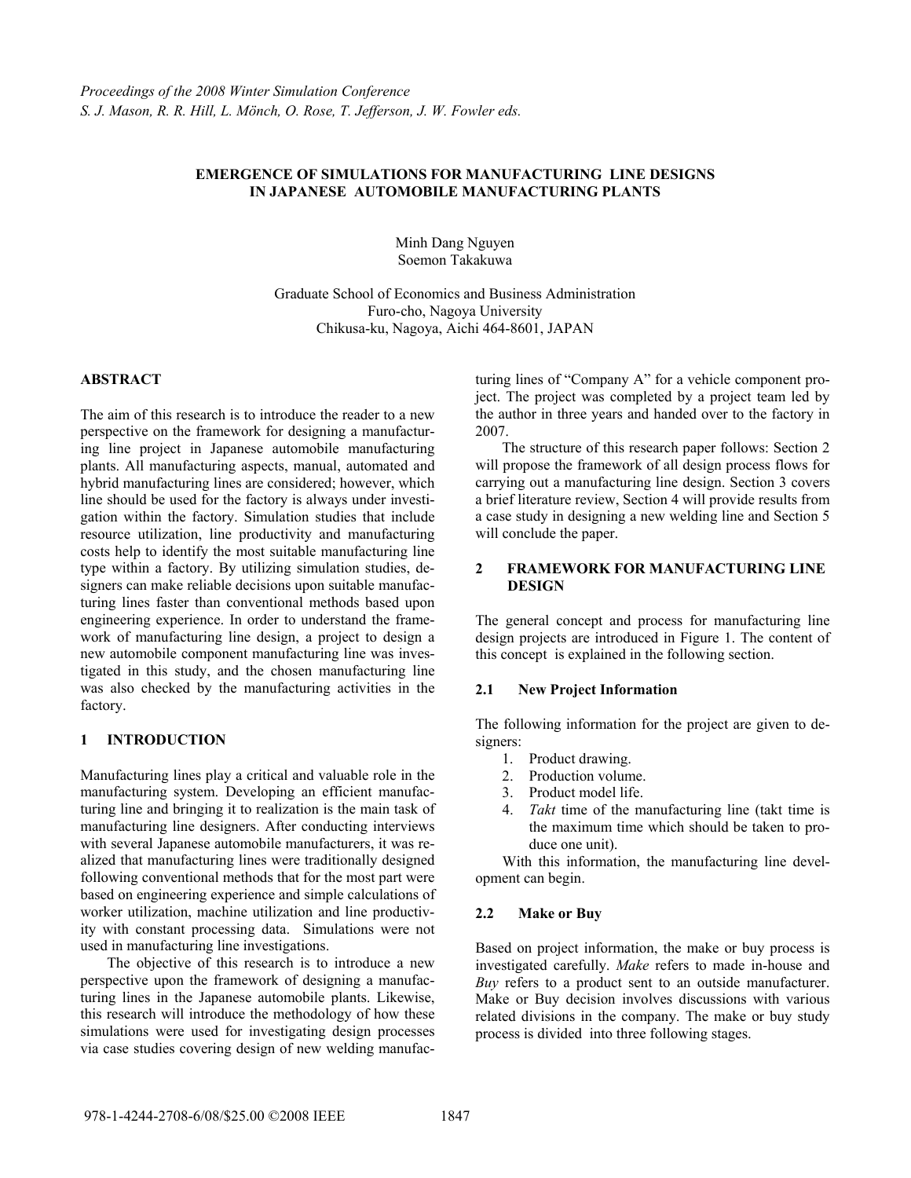*Proceedings of the 2008 Winter Simulation Conference*
*S. J. Mason, R. R. Hill, L. Mönch, O. Rose, T. Jefferson, J. W. Fowler eds.*

# EMERGENCE OF SIMULATIONS FOR MANUFACTURING LINE DESIGNS IN JAPANESE AUTOMOBILE MANUFACTURING PLANTS

Minh Dang Nguyen
Soemon Takakuwa

Graduate School of Economics and Business Administration
Furo-cho, Nagoya University
Chikusa-ku, Nagoya, Aichi 464-8601, JAPAN

## ABSTRACT

The aim of this research is to introduce the reader to a new perspective on the framework for designing a manufacturing line project in Japanese automobile manufacturing plants. All manufacturing aspects, manual, automated and hybrid manufacturing lines are considered; however, which line should be used for the factory is always under investigation within the factory. Simulation studies that include resource utilization, line productivity and manufacturing costs help to identify the most suitable manufacturing line type within a factory. By utilizing simulation studies, designers can make reliable decisions upon suitable manufacturing lines faster than conventional methods based upon engineering experience. In order to understand the framework of manufacturing line design, a project to design a new automobile component manufacturing line was investigated in this study, and the chosen manufacturing line was also checked by the manufacturing activities in the factory.

## 1 INTRODUCTION

Manufacturing lines play a critical and valuable role in the manufacturing system. Developing an efficient manufacturing line and bringing it to realization is the main task of manufacturing line designers. After conducting interviews with several Japanese automobile manufacturers, it was realized that manufacturing lines were traditionally designed following conventional methods that for the most part were based on engineering experience and simple calculations of worker utilization, machine utilization and line productivity with constant processing data. Simulations were not used in manufacturing line investigations.

The objective of this research is to introduce a new perspective upon the framework of designing a manufacturing lines in the Japanese automobile plants. Likewise, this research will introduce the methodology of how these simulations were used for investigating design processes via case studies covering design of new welding manufacturing lines of "Company A" for a vehicle component project. The project was completed by a project team led by the author in three years and handed over to the factory in 2007.

The structure of this research paper follows: Section 2 will propose the framework of all design process flows for carrying out a manufacturing line design. Section 3 covers a brief literature review, Section 4 will provide results from a case study in designing a new welding line and Section 5 will conclude the paper.

## 2 FRAMEWORK FOR MANUFACTURING LINE DESIGN

The general concept and process for manufacturing line design projects are introduced in Figure 1. The content of this concept is explained in the following section.

### 2.1 New Project Information

The following information for the project are given to designers:

1. Product drawing.
2. Production volume.
3. Product model life.
4. *Takt* time of the manufacturing line (takt time is the maximum time which should be taken to produce one unit).

With this information, the manufacturing line development can begin.

### 2.2 Make or Buy

Based on project information, the make or buy process is investigated carefully. *Make* refers to made in-house and *Buy* refers to a product sent to an outside manufacturer. Make or Buy decision involves discussions with various related divisions in the company. The make or buy study process is divided into three following stages.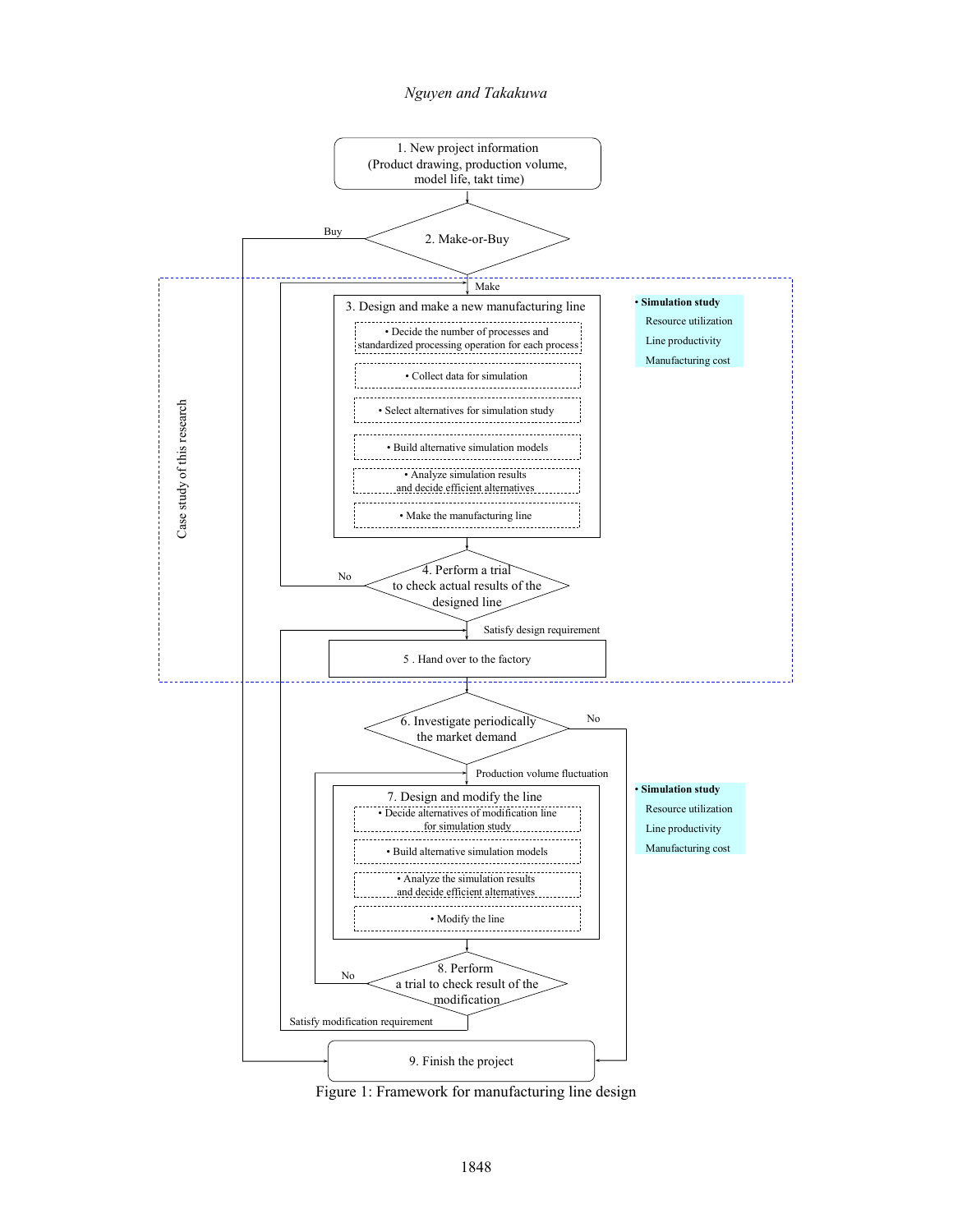1. New project information
(Product drawing, production volume, model life, takt time)

2. Make-or-Buy

Buy

Make

Case study of this research

3. Design and make a new manufacturing line

- Decide the number of processes and standardized processing operation for each process
- Collect data for simulation
- Select alternatives for simulation study
- Build alternative simulation models
- Analyze simulation results and decide efficient alternatives
- Make the manufacturing line

- **Simulation study**
  - Resource utilization
  - Line productivity
  - Manufacturing cost

4. Perform a trial to check actual results of the designed line

No

Satisfy design requirement

5 . Hand over to the factory

6. Investigate periodically the market demand

No

Production volume fluctuation

7. Design and modify the line

- Decide alternatives of modification line for simulation study
- Build alternative simulation models
- Analyze the simulation results and decide efficient alternatives
- Modify the line

- **Simulation study**
  - Resource utilization
  - Line productivity
  - Manufacturing cost

8. Perform a trial to check result of the modification

No

Satisfy modification requirement

9. Finish the project

Figure 1: Framework for manufacturing line design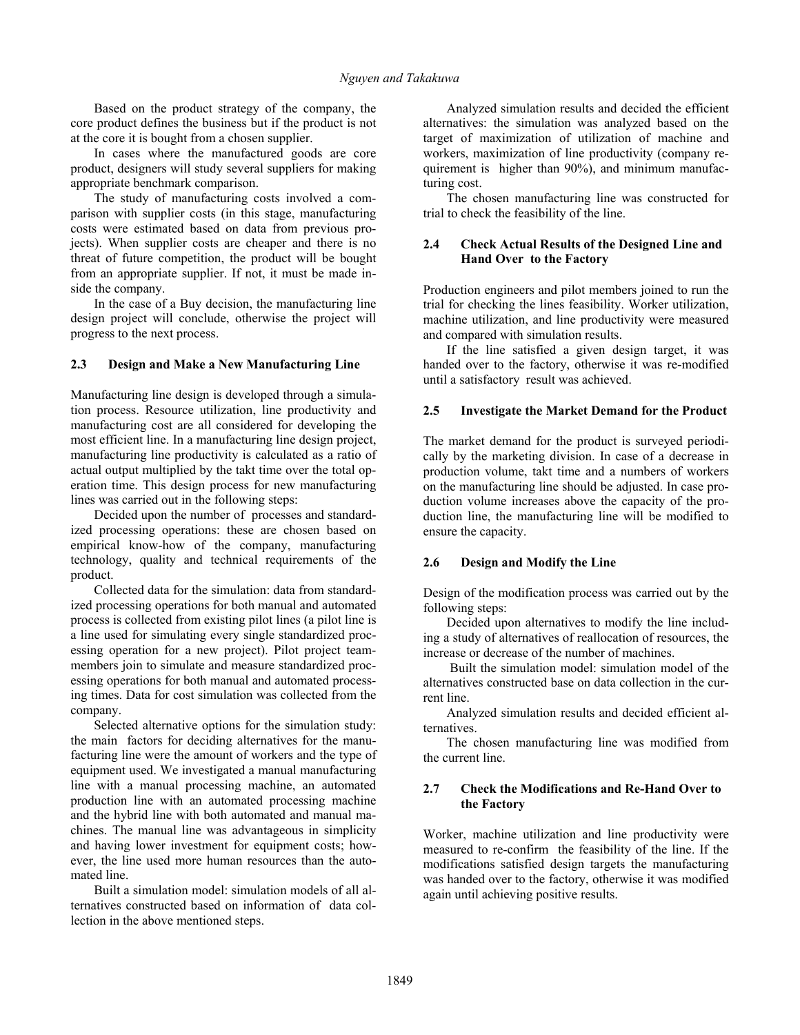Based on the product strategy of the company, the core product defines the business but if the product is not at the core it is bought from a chosen supplier.

In cases where the manufactured goods are core product, designers will study several suppliers for making appropriate benchmark comparison.

The study of manufacturing costs involved a comparison with supplier costs (in this stage, manufacturing costs were estimated based on data from previous projects). When supplier costs are cheaper and there is no threat of future competition, the product will be bought from an appropriate supplier. If not, it must be made inside the company.

In the case of a Buy decision, the manufacturing line design project will conclude, otherwise the project will progress to the next process.

### 2.3 Design and Make a New Manufacturing Line

Manufacturing line design is developed through a simulation process. Resource utilization, line productivity and manufacturing cost are all considered for developing the most efficient line. In a manufacturing line design project, manufacturing line productivity is calculated as a ratio of actual output multiplied by the takt time over the total operation time. This design process for new manufacturing lines was carried out in the following steps:

Decided upon the number of processes and standardized processing operations: these are chosen based on empirical know-how of the company, manufacturing technology, quality and technical requirements of the product.

Collected data for the simulation: data from standardized processing operations for both manual and automated process is collected from existing pilot lines (a pilot line is a line used for simulating every single standardized processing operation for a new project). Pilot project team-members join to simulate and measure standardized processing operations for both manual and automated processing times. Data for cost simulation was collected from the company.

Selected alternative options for the simulation study: the main factors for deciding alternatives for the manufacturing line were the amount of workers and the type of equipment used. We investigated a manual manufacturing line with a manual processing machine, an automated production line with an automated processing machine and the hybrid line with both automated and manual machines. The manual line was advantageous in simplicity and having lower investment for equipment costs; however, the line used more human resources than the automated line.

Built a simulation model: simulation models of all alternatives constructed based on information of data collection in the above mentioned steps.

Analyzed simulation results and decided the efficient alternatives: the simulation was analyzed based on the target of maximization of utilization of machine and workers, maximization of line productivity (company requirement is higher than 90%), and minimum manufacturing cost.

The chosen manufacturing line was constructed for trial to check the feasibility of the line.

### 2.4 Check Actual Results of the Designed Line and Hand Over to the Factory

Production engineers and pilot members joined to run the trial for checking the lines feasibility. Worker utilization, machine utilization, and line productivity were measured and compared with simulation results.

If the line satisfied a given design target, it was handed over to the factory, otherwise it was re-modified until a satisfactory result was achieved.

### 2.5 Investigate the Market Demand for the Product

The market demand for the product is surveyed periodically by the marketing division. In case of a decrease in production volume, takt time and a numbers of workers on the manufacturing line should be adjusted. In case production volume increases above the capacity of the production line, the manufacturing line will be modified to ensure the capacity.

### 2.6 Design and Modify the Line

Design of the modification process was carried out by the following steps:

Decided upon alternatives to modify the line including a study of alternatives of reallocation of resources, the increase or decrease of the number of machines.

Built the simulation model: simulation model of the alternatives constructed base on data collection in the current line.

Analyzed simulation results and decided efficient alternatives.

The chosen manufacturing line was modified from the current line.

### 2.7 Check the Modifications and Re-Hand Over to the Factory

Worker, machine utilization and line productivity were measured to re-confirm the feasibility of the line. If the modifications satisfied design targets the manufacturing was handed over to the factory, otherwise it was modified again until achieving positive results.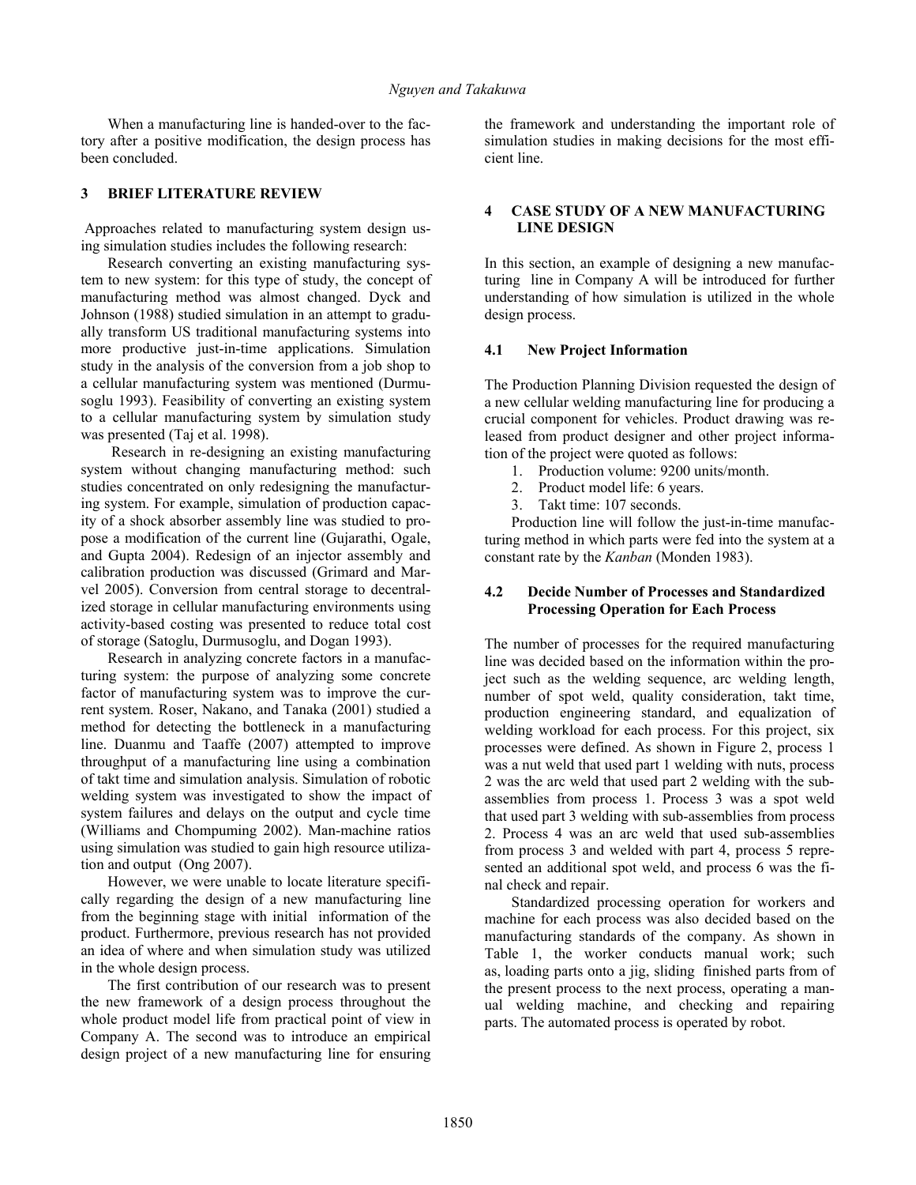When a manufacturing line is handed-over to the factory after a positive modification, the design process has been concluded.

## 3 BRIEF LITERATURE REVIEW

Approaches related to manufacturing system design using simulation studies includes the following research:

Research converting an existing manufacturing system to new system: for this type of study, the concept of manufacturing method was almost changed. Dyck and Johnson (1988) studied simulation in an attempt to gradually transform US traditional manufacturing systems into more productive just-in-time applications. Simulation study in the analysis of the conversion from a job shop to a cellular manufacturing system was mentioned (Durmusoglu 1993). Feasibility of converting an existing system to a cellular manufacturing system by simulation study was presented (Taj et al. 1998).

Research in re-designing an existing manufacturing system without changing manufacturing method: such studies concentrated on only redesigning the manufacturing system. For example, simulation of production capacity of a shock absorber assembly line was studied to propose a modification of the current line (Gujarathi, Ogale, and Gupta 2004). Redesign of an injector assembly and calibration production was discussed (Grimard and Marvel 2005). Conversion from central storage to decentralized storage in cellular manufacturing environments using activity-based costing was presented to reduce total cost of storage (Satoglu, Durmusoglu, and Dogan 1993).

Research in analyzing concrete factors in a manufacturing system: the purpose of analyzing some concrete factor of manufacturing system was to improve the current system. Roser, Nakano, and Tanaka (2001) studied a method for detecting the bottleneck in a manufacturing line. Duanmu and Taaffe (2007) attempted to improve throughput of a manufacturing line using a combination of takt time and simulation analysis. Simulation of robotic welding system was investigated to show the impact of system failures and delays on the output and cycle time (Williams and Chompuming 2002). Man-machine ratios using simulation was studied to gain high resource utilization and output (Ong 2007).

However, we were unable to locate literature specifically regarding the design of a new manufacturing line from the beginning stage with initial information of the product. Furthermore, previous research has not provided an idea of where and when simulation study was utilized in the whole design process.

The first contribution of our research was to present the new framework of a design process throughout the whole product model life from practical point of view in Company A. The second was to introduce an empirical design project of a new manufacturing line for ensuring the framework and understanding the important role of simulation studies in making decisions for the most efficient line.

## 4 CASE STUDY OF A NEW MANUFACTURING LINE DESIGN

In this section, an example of designing a new manufacturing line in Company A will be introduced for further understanding of how simulation is utilized in the whole design process.

### 4.1 New Project Information

The Production Planning Division requested the design of a new cellular welding manufacturing line for producing a crucial component for vehicles. Product drawing was released from product designer and other project information of the project were quoted as follows:

1. Production volume: 9200 units/month.
2. Product model life: 6 years.
3. Takt time: 107 seconds.

Production line will follow the just-in-time manufacturing method in which parts were fed into the system at a constant rate by the *Kanban* (Monden 1983).

### 4.2 Decide Number of Processes and Standardized Processing Operation for Each Process

The number of processes for the required manufacturing line was decided based on the information within the project such as the welding sequence, arc welding length, number of spot weld, quality consideration, takt time, production engineering standard, and equalization of welding workload for each process. For this project, six processes were defined. As shown in Figure 2, process 1 was a nut weld that used part 1 welding with nuts, process 2 was the arc weld that used part 2 welding with the subassemblies from process 1. Process 3 was a spot weld that used part 3 welding with sub-assemblies from process 2. Process 4 was an arc weld that used sub-assemblies from process 3 and welded with part 4, process 5 represented an additional spot weld, and process 6 was the final check and repair.

Standardized processing operation for workers and machine for each process was also decided based on the manufacturing standards of the company. As shown in Table 1, the worker conducts manual work; such as, loading parts onto a jig, sliding finished parts from of the present process to the next process, operating a manual welding machine, and checking and repairing parts. The automated process is operated by robot.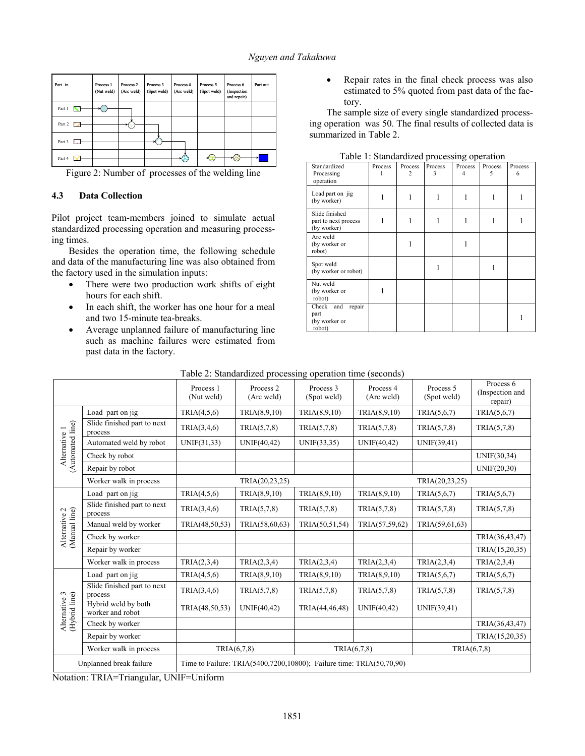| Part in | Process 1 (Nut weld) | Process 2 (Arc weld) | Process 3 (Spot weld) | Process 4 (Arc weld) | Process 5 (Spot weld) | Process 6 (Inspection and repair) | Part out |
|---|---|---|---|---|---|---|---|
| Part 1 | | | | | | | |
| Part 2 | | | | | | | |
| Part 3 | | | | | | | |
| Part 4 | | | | | | | |

Figure 2: Number of processes of the welding line

### 4.3 Data Collection

Pilot project team-members joined to simulate actual standardized processing operation and measuring processing times.

Besides the operation time, the following schedule and data of the manufacturing line was also obtained from the factory used in the simulation inputs:

- There were two production work shifts of eight hours for each shift.
- In each shift, the worker has one hour for a meal and two 15-minute tea-breaks.
- Average unplanned failure of manufacturing line such as machine failures were estimated from past data in the factory.
- Repair rates in the final check process was also estimated to 5% quoted from past data of the factory.

The sample size of every single standardized processing operation was 50. The final results of collected data is summarized in Table 2.

Table 1: Standardized processing operation

| Standardized Processing operation | Process 1 | Process 2 | Process 3 | Process 4 | Process 5 | Process 6 |
|---|---|---|---|---|---|---|
| Load part on jig (by worker) | 1 | 1 | 1 | 1 | 1 | 1 |
| Slide finished part to next process (by worker) | 1 | 1 | 1 | 1 | 1 | 1 |
| Arc weld (by worker or robot) | | 1 | | 1 | | |
| Spot weld (by worker or robot) | | | 1 | | 1 | |
| Nut weld (by worker or robot) | 1 | | | | | |
| Check and repair part (by worker or robot) | | | | | | 1 |

Table 2: Standardized processing operation time (seconds)

| | | Process 1 (Nut weld) | Process 2 (Arc weld) | Process 3 (Spot weld) | Process 4 (Arc weld) | Process 5 (Spot weld) | Process 6 (Inspection and repair) |
|---|---|---|---|---|---|---|---|
| Alternative 1 (Automated line) | Load part on jig | TRIA(4,5,6) | TRIA(8,9,10) | TRIA(8,9,10) | TRIA(8,9,10) | TRIA(5,6,7) | TRIA(5,6,7) |
| | Slide finished part to next process | TRIA(3,4,6) | TRIA(5,7,8) | TRIA(5,7,8) | TRIA(5,7,8) | TRIA(5,7,8) | TRIA(5,7,8) |
| | Automated weld by robot | UNIF(31,33) | UNIF(40,42) | UNIF(33,35) | UNIF(40,42) | UNIF(39,41) | |
| | Check by robot | | | | | | UNIF(30,34) |
| | Repair by robot | | | | | | UNIF(20,30) |
| | Worker walk in process | | TRIA(20,23,25) | | | TRIA(20,23,25) | |
| Alternative 2 (Manual line) | Load part on jig | TRIA(4,5,6) | TRIA(8,9,10) | TRIA(8,9,10) | TRIA(8,9,10) | TRIA(5,6,7) | TRIA(5,6,7) |
| | Slide finished part to next process | TRIA(3,4,6) | TRIA(5,7,8) | TRIA(5,7,8) | TRIA(5,7,8) | TRIA(5,7,8) | TRIA(5,7,8) |
| | Manual weld by worker | TRIA(48,50,53) | TRIA(58,60,63) | TRIA(50,51,54) | TRIA(57,59,62) | TRIA(59,61,63) | |
| | Check by worker | | | | | | TRIA(36,43,47) |
| | Repair by worker | | | | | | TRIA(15,20,35) |
| | Worker walk in process | TRIA(2,3,4) | TRIA(2,3,4) | TRIA(2,3,4) | TRIA(2,3,4) | TRIA(2,3,4) | TRIA(2,3,4) |
| Alternative 3 (Hybrid line) | Load part on jig | TRIA(4,5,6) | TRIA(8,9,10) | TRIA(8,9,10) | TRIA(8,9,10) | TRIA(5,6,7) | TRIA(5,6,7) |
| | Slide finished part to next process | TRIA(3,4,6) | TRIA(5,7,8) | TRIA(5,7,8) | TRIA(5,7,8) | TRIA(5,7,8) | TRIA(5,7,8) |
| | Hybrid weld by both worker and robot | TRIA(48,50,53) | UNIF(40,42) | TRIA(44,46,48) | UNIF(40,42) | UNIF(39,41) | |
| | Check by worker | | | | | | TRIA(36,43,47) |
| | Repair by worker | | | | | | TRIA(15,20,35) |
| | Worker walk in process | TRIA(6,7,8) | | TRIA(6,7,8) | | TRIA(6,7,8) | |
| Unplanned break failure | | Time to Failure: TRIA(5400,7200,10800); Failure time: TRIA(50,70,90) | | | | | |

Notation: TRIA=Triangular, UNIF=Uniform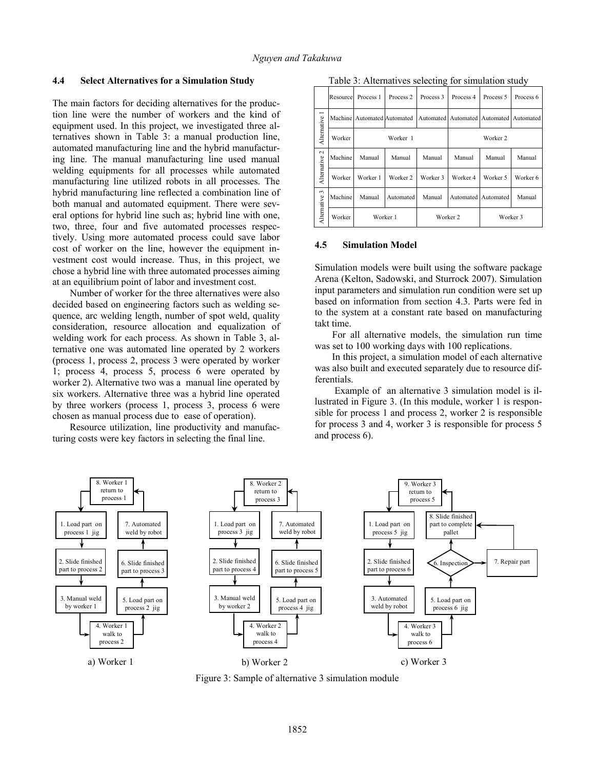### 4.4 Select Alternatives for a Simulation Study

The main factors for deciding alternatives for the production line were the number of workers and the kind of equipment used. In this project, we investigated three alternatives shown in Table 3: a manual production line, automated manufacturing line and the hybrid manufacturing line. The manual manufacturing line used manual welding equipments for all processes while automated manufacturing line utilized robots in all processes. The hybrid manufacturing line reflected a combination line of both manual and automated equipment. There were several options for hybrid line such as; hybrid line with one, two, three, four and five automated processes respectively. Using more automated process could save labor cost of worker on the line, however the equipment investment cost would increase. Thus, in this project, we chose a hybrid line with three automated processes aiming at an equilibrium point of labor and investment cost.

Number of worker for the three alternatives were also decided based on engineering factors such as welding sequence, arc welding length, number of spot weld, quality consideration, resource allocation and equalization of welding work for each process. As shown in Table 3, alternative one was automated line operated by 2 workers (process 1, process 2, process 3 were operated by worker 1; process 4, process 5, process 6 were operated by worker 2). Alternative two was a manual line operated by six workers. Alternative three was a hybrid line operated by three workers (process 1, process 3, process 6 were chosen as manual process due to ease of operation).

Resource utilization, line productivity and manufacturing costs were key factors in selecting the final line.

Table 3: Alternatives selecting for simulation study

| | Resource | Process 1 | Process 2 | Process 3 | Process 4 | Process 5 | Process 6 |
|---|---|---|---|---|---|---|---|
| Alternative 1 | Machine | Automated | Automated | Automated | Automated | Automated | Automated |
| | Worker | Worker 1 | | | Worker 2 | | |
| Alternative 2 | Machine | Manual | Manual | Manual | Manual | Manual | Manual |
| | Worker | Worker 1 | Worker 2 | Worker 3 | Worker 4 | Worker 5 | Worker 6 |
| Alternative 3 | Machine | Manual | Automated | Manual | Automated | Automated | Manual |
| | Worker | Worker 1 | | Worker 2 | | Worker 3 | |

### 4.5 Simulation Model

Simulation models were built using the software package Arena (Kelton, Sadowski, and Sturrock 2007). Simulation input parameters and simulation run condition were set up based on information from section 4.3. Parts were fed in to the system at a constant rate based on manufacturing takt time.

For all alternative models, the simulation run time was set to 100 working days with 100 replications.

In this project, a simulation model of each alternative was also built and executed separately due to resource differentials.

Example of an alternative 3 simulation model is illustrated in Figure 3. (In this module, worker 1 is responsible for process 1 and process 2, worker 2 is responsible for process 3 and 4, worker 3 is responsible for process 5 and process 6).

a) Worker 1 b) Worker 2 c) Worker 3

Figure 3: Sample of alternative 3 simulation module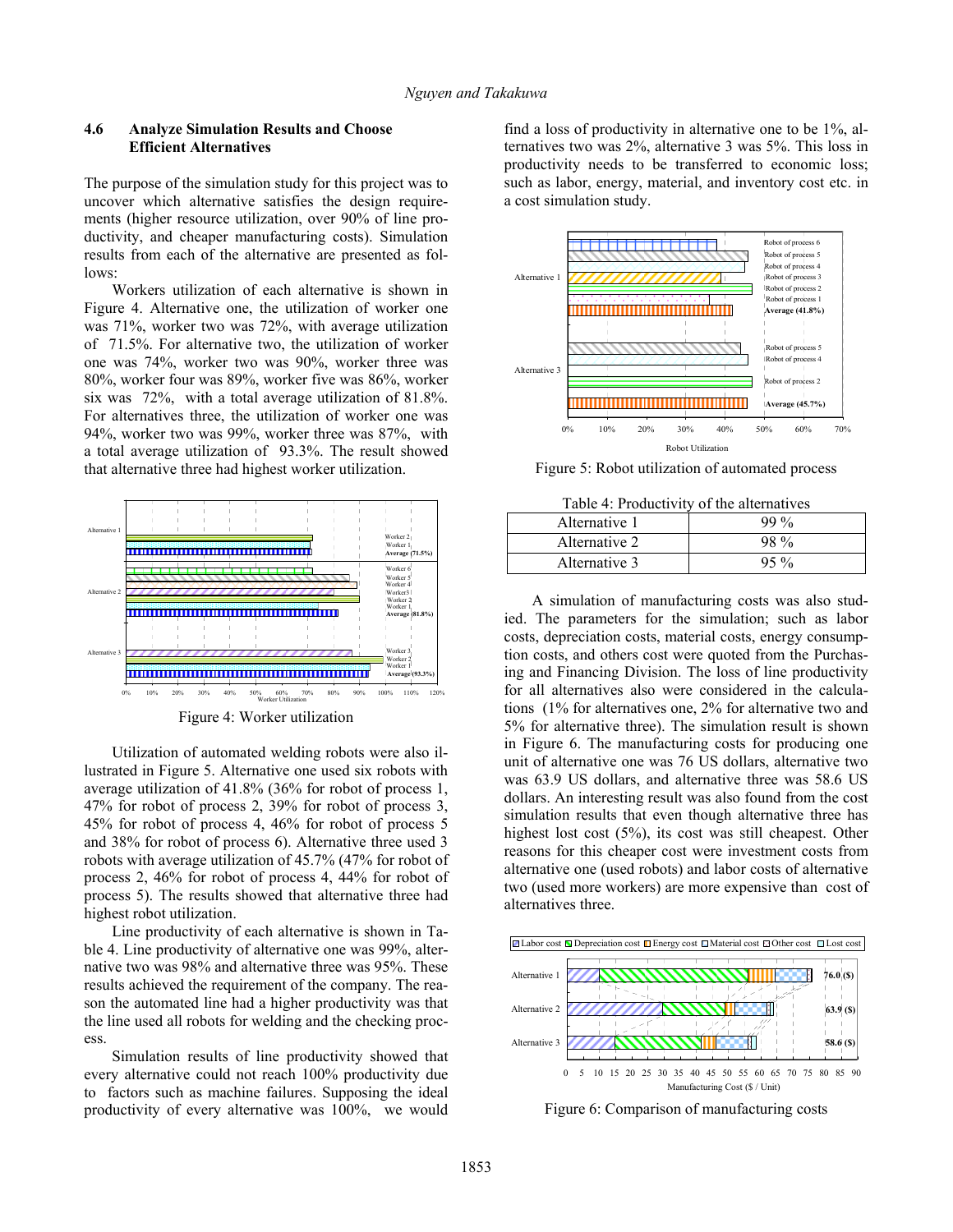## 4.6 Analyze Simulation Results and Choose Efficient Alternatives

The purpose of the simulation study for this project was to uncover which alternative satisfies the design requirements (higher resource utilization, over 90% of line productivity, and cheaper manufacturing costs). Simulation results from each of the alternative are presented as follows:

Workers utilization of each alternative is shown in Figure 4. Alternative one, the utilization of worker one was 71%, worker two was 72%, with average utilization of 71.5%. For alternative two, the utilization of worker one was 74%, worker two was 90%, worker three was 80%, worker four was 89%, worker five was 86%, worker six was 72%, with a total average utilization of 81.8%. For alternatives three, the utilization of worker one was 94%, worker two was 99%, worker three was 87%, with a total average utilization of 93.3%. The result showed that alternative three had highest worker utilization.

Figure 4: Worker utilization

Utilization of automated welding robots were also illustrated in Figure 5. Alternative one used six robots with average utilization of 41.8% (36% for robot of process 1, 47% for robot of process 2, 39% for robot of process 3, 45% for robot of process 4, 46% for robot of process 5 and 38% for robot of process 6). Alternative three used 3 robots with average utilization of 45.7% (47% for robot of process 2, 46% for robot of process 4, 44% for robot of process 5). The results showed that alternative three had highest robot utilization.

Line productivity of each alternative is shown in Table 4. Line productivity of alternative one was 99%, alternative two was 98% and alternative three was 95%. These results achieved the requirement of the company. The reason the automated line had a higher productivity was that the line used all robots for welding and the checking process.

Simulation results of line productivity showed that every alternative could not reach 100% productivity due to factors such as machine failures. Supposing the ideal productivity of every alternative was 100%, we would find a loss of productivity in alternative one to be 1%, alternatives two was 2%, alternative 3 was 5%. This loss in productivity needs to be transferred to economic loss; such as labor, energy, material, and inventory cost etc. in a cost simulation study.

Figure 5: Robot utilization of automated process

Table 4: Productivity of the alternatives

| Alternative 1 | 99 % |
|---|---|
| Alternative 2 | 98 % |
| Alternative 3 | 95 % |

A simulation of manufacturing costs was also studied. The parameters for the simulation; such as labor costs, depreciation costs, material costs, energy consumption costs, and others cost were quoted from the Purchasing and Financing Division. The loss of line productivity for all alternatives also were considered in the calculations (1% for alternatives one, 2% for alternative two and 5% for alternative three). The simulation result is shown in Figure 6. The manufacturing costs for producing one unit of alternative one was 76 US dollars, alternative two was 63.9 US dollars, and alternative three was 58.6 US dollars. An interesting result was also found from the cost simulation results that even though alternative three has highest lost cost (5%), its cost was still cheapest. Other reasons for this cheaper cost were investment costs from alternative one (used robots) and labor costs of alternative two (used more workers) are more expensive than cost of alternatives three.

Figure 6: Comparison of manufacturing costs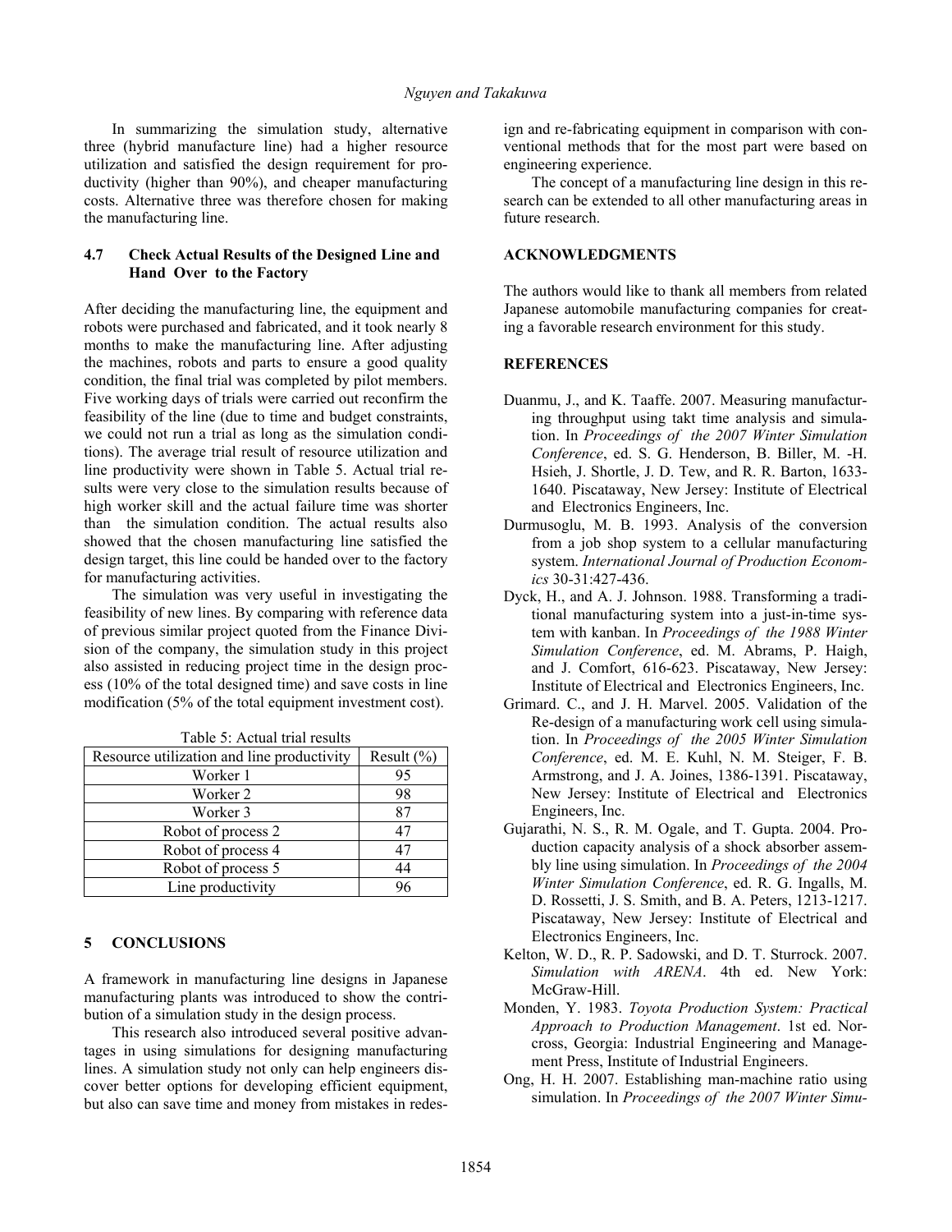In summarizing the simulation study, alternative three (hybrid manufacture line) had a higher resource utilization and satisfied the design requirement for productivity (higher than 90%), and cheaper manufacturing costs. Alternative three was therefore chosen for making the manufacturing line.

### 4.7 Check Actual Results of the Designed Line and Hand Over to the Factory

After deciding the manufacturing line, the equipment and robots were purchased and fabricated, and it took nearly 8 months to make the manufacturing line. After adjusting the machines, robots and parts to ensure a good quality condition, the final trial was completed by pilot members. Five working days of trials were carried out reconfirm the feasibility of the line (due to time and budget constraints, we could not run a trial as long as the simulation conditions). The average trial result of resource utilization and line productivity were shown in Table 5. Actual trial results were very close to the simulation results because of high worker skill and the actual failure time was shorter than the simulation condition. The actual results also showed that the chosen manufacturing line satisfied the design target, this line could be handed over to the factory for manufacturing activities.

The simulation was very useful in investigating the feasibility of new lines. By comparing with reference data of previous similar project quoted from the Finance Division of the company, the simulation study in this project also assisted in reducing project time in the design process (10% of the total designed time) and save costs in line modification (5% of the total equipment investment cost).

Table 5: Actual trial results

| Resource utilization and line productivity | Result (%) |
|---|---|
| Worker 1 | 95 |
| Worker 2 | 98 |
| Worker 3 | 87 |
| Robot of process 2 | 47 |
| Robot of process 4 | 47 |
| Robot of process 5 | 44 |
| Line productivity | 96 |

## 5 CONCLUSIONS

A framework in manufacturing line designs in Japanese manufacturing plants was introduced to show the contribution of a simulation study in the design process.

This research also introduced several positive advantages in using simulations for designing manufacturing lines. A simulation study not only can help engineers discover better options for developing efficient equipment, but also can save time and money from mistakes in redesign and re-fabricating equipment in comparison with conventional methods that for the most part were based on engineering experience.

The concept of a manufacturing line design in this research can be extended to all other manufacturing areas in future research.

## ACKNOWLEDGMENTS

The authors would like to thank all members from related Japanese automobile manufacturing companies for creating a favorable research environment for this study.

## REFERENCES

Duanmu, J., and K. Taaffe. 2007. Measuring manufacturing throughput using takt time analysis and simulation. In *Proceedings of the 2007 Winter Simulation Conference*, ed. S. G. Henderson, B. Biller, M. -H. Hsieh, J. Shortle, J. D. Tew, and R. R. Barton, 1633-1640. Piscataway, New Jersey: Institute of Electrical and Electronics Engineers, Inc.

Durmusoglu, M. B. 1993. Analysis of the conversion from a job shop system to a cellular manufacturing system. *International Journal of Production Economics* 30-31:427-436.

Dyck, H., and A. J. Johnson. 1988. Transforming a traditional manufacturing system into a just-in-time system with kanban. In *Proceedings of the 1988 Winter Simulation Conference*, ed. M. Abrams, P. Haigh, and J. Comfort, 616-623. Piscataway, New Jersey: Institute of Electrical and Electronics Engineers, Inc.

Grimard. C., and J. H. Marvel. 2005. Validation of the Re-design of a manufacturing work cell using simulation. In *Proceedings of the 2005 Winter Simulation Conference*, ed. M. E. Kuhl, N. M. Steiger, F. B. Armstrong, and J. A. Joines, 1386-1391. Piscataway, New Jersey: Institute of Electrical and Electronics Engineers, Inc.

Gujarathi, N. S., R. M. Ogale, and T. Gupta. 2004. Production capacity analysis of a shock absorber assembly line using simulation. In *Proceedings of the 2004 Winter Simulation Conference*, ed. R. G. Ingalls, M. D. Rossetti, J. S. Smith, and B. A. Peters, 1213-1217. Piscataway, New Jersey: Institute of Electrical and Electronics Engineers, Inc.

Kelton, W. D., R. P. Sadowski, and D. T. Sturrock. 2007. *Simulation with ARENA*. 4th ed. New York: McGraw-Hill.

Monden, Y. 1983. *Toyota Production System: Practical Approach to Production Management*. 1st ed. Norcross, Georgia: Industrial Engineering and Management Press, Institute of Industrial Engineers.

Ong, H. H. 2007. Establishing man-machine ratio using simulation. In *Proceedings of the 2007 Winter Simu-*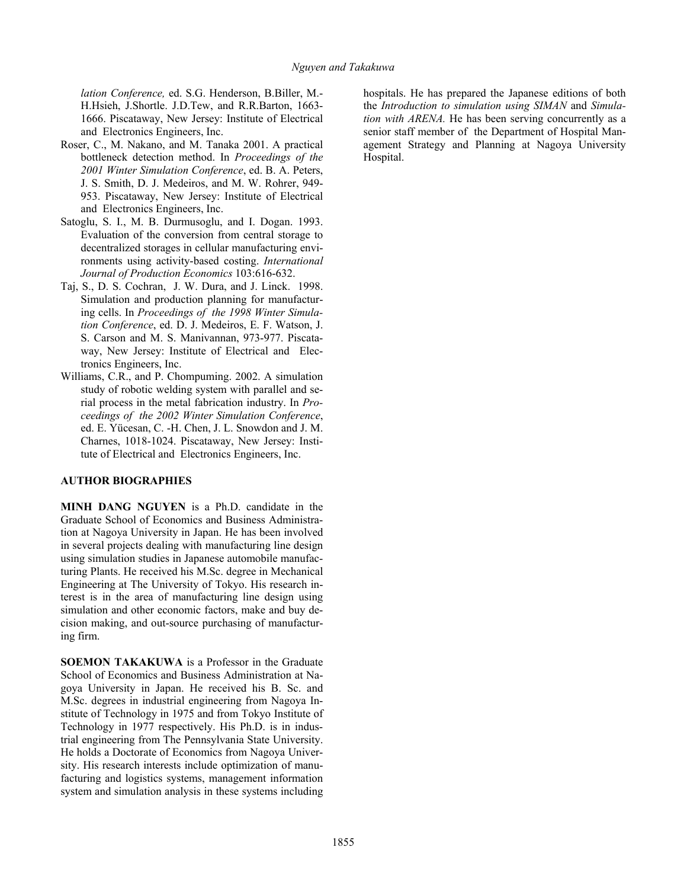*lation Conference,* ed. S.G. Henderson, B.Biller, M.-H.Hsieh, J.Shortle. J.D.Tew, and R.R.Barton, 1663-1666. Piscataway, New Jersey: Institute of Electrical and Electronics Engineers, Inc.

Roser, C., M. Nakano, and M. Tanaka 2001. A practical bottleneck detection method. In *Proceedings of the 2001 Winter Simulation Conference*, ed. B. A. Peters, J. S. Smith, D. J. Medeiros, and M. W. Rohrer, 949-953. Piscataway, New Jersey: Institute of Electrical and Electronics Engineers, Inc.

Satoglu, S. I., M. B. Durmusoglu, and I. Dogan. 1993. Evaluation of the conversion from central storage to decentralized storages in cellular manufacturing environments using activity-based costing. *International Journal of Production Economics* 103:616-632.

Taj, S., D. S. Cochran, J. W. Dura, and J. Linck. 1998. Simulation and production planning for manufacturing cells. In *Proceedings of the 1998 Winter Simulation Conference*, ed. D. J. Medeiros, E. F. Watson, J. S. Carson and M. S. Manivannan, 973-977. Piscataway, New Jersey: Institute of Electrical and Electronics Engineers, Inc.

Williams, C.R., and P. Chompuming. 2002. A simulation study of robotic welding system with parallel and serial process in the metal fabrication industry. In *Proceedings of the 2002 Winter Simulation Conference*, ed. E. Yücesan, C. -H. Chen, J. L. Snowdon and J. M. Charnes, 1018-1024. Piscataway, New Jersey: Institute of Electrical and Electronics Engineers, Inc.

## AUTHOR BIOGRAPHIES

**MINH DANG NGUYEN** is a Ph.D. candidate in the Graduate School of Economics and Business Administration at Nagoya University in Japan. He has been involved in several projects dealing with manufacturing line design using simulation studies in Japanese automobile manufacturing Plants. He received his M.Sc. degree in Mechanical Engineering at The University of Tokyo. His research interest is in the area of manufacturing line design using simulation and other economic factors, make and buy decision making, and out-source purchasing of manufacturing firm.

**SOEMON TAKAKUWA** is a Professor in the Graduate School of Economics and Business Administration at Nagoya University in Japan. He received his B. Sc. and M.Sc. degrees in industrial engineering from Nagoya Institute of Technology in 1975 and from Tokyo Institute of Technology in 1977 respectively. His Ph.D. is in industrial engineering from The Pennsylvania State University. He holds a Doctorate of Economics from Nagoya University. His research interests include optimization of manufacturing and logistics systems, management information system and simulation analysis in these systems including hospitals. He has prepared the Japanese editions of both the *Introduction to simulation using SIMAN* and *Simulation with ARENA.* He has been serving concurrently as a senior staff member of the Department of Hospital Management Strategy and Planning at Nagoya University Hospital.